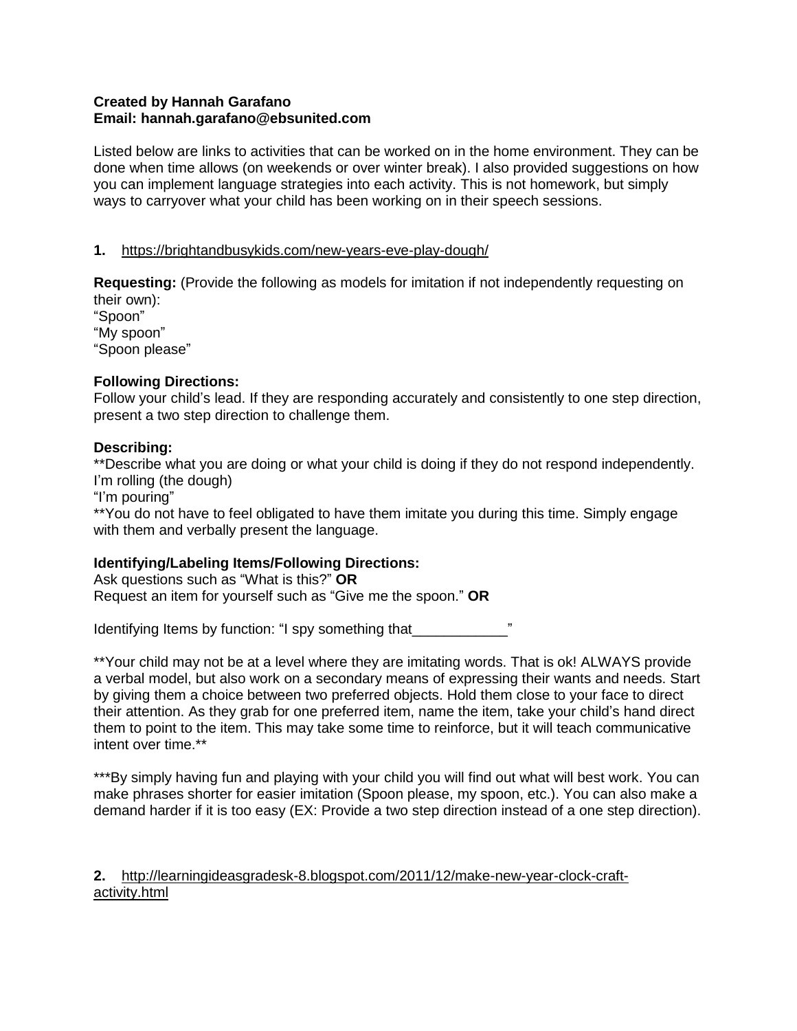**Created by Hannah Garafano**
**Email: hannah.garafano@ebsunited.com**

Listed below are links to activities that can be worked on in the home environment. They can be done when time allows (on weekends or over winter break). I also provided suggestions on how you can implement language strategies into each activity. This is not homework, but simply ways to carryover what your child has been working on in their speech sessions.

**1.** https://brightandbusykids.com/new-years-eve-play-dough/

**Requesting:** (Provide the following as models for imitation if not independently requesting on their own):
"Spoon"
"My spoon"
"Spoon please"

**Following Directions:**
Follow your child's lead. If they are responding accurately and consistently to one step direction, present a two step direction to challenge them.

**Describing:**
**Describe what you are doing or what your child is doing if they do not respond independently.
I'm rolling (the dough)
"I'm pouring"
**You do not have to feel obligated to have them imitate you during this time. Simply engage with them and verbally present the language.

**Identifying/Labeling Items/Following Directions:**
Ask questions such as "What is this?" **OR**
Request an item for yourself such as "Give me the spoon." **OR**

Identifying Items by function: "I spy something that____________"

**Your child may not be at a level where they are imitating words. That is ok! ALWAYS provide a verbal model, but also work on a secondary means of expressing their wants and needs. Start by giving them a choice between two preferred objects. Hold them close to your face to direct their attention. As they grab for one preferred item, name the item, take your child's hand direct them to point to the item. This may take some time to reinforce, but it will teach communicative intent over time.**

***By simply having fun and playing with your child you will find out what will best work. You can make phrases shorter for easier imitation (Spoon please, my spoon, etc.). You can also make a demand harder if it is too easy (EX: Provide a two step direction instead of a one step direction).

**2.** http://learningideasgradesk-8.blogspot.com/2011/12/make-new-year-clock-craft-activity.html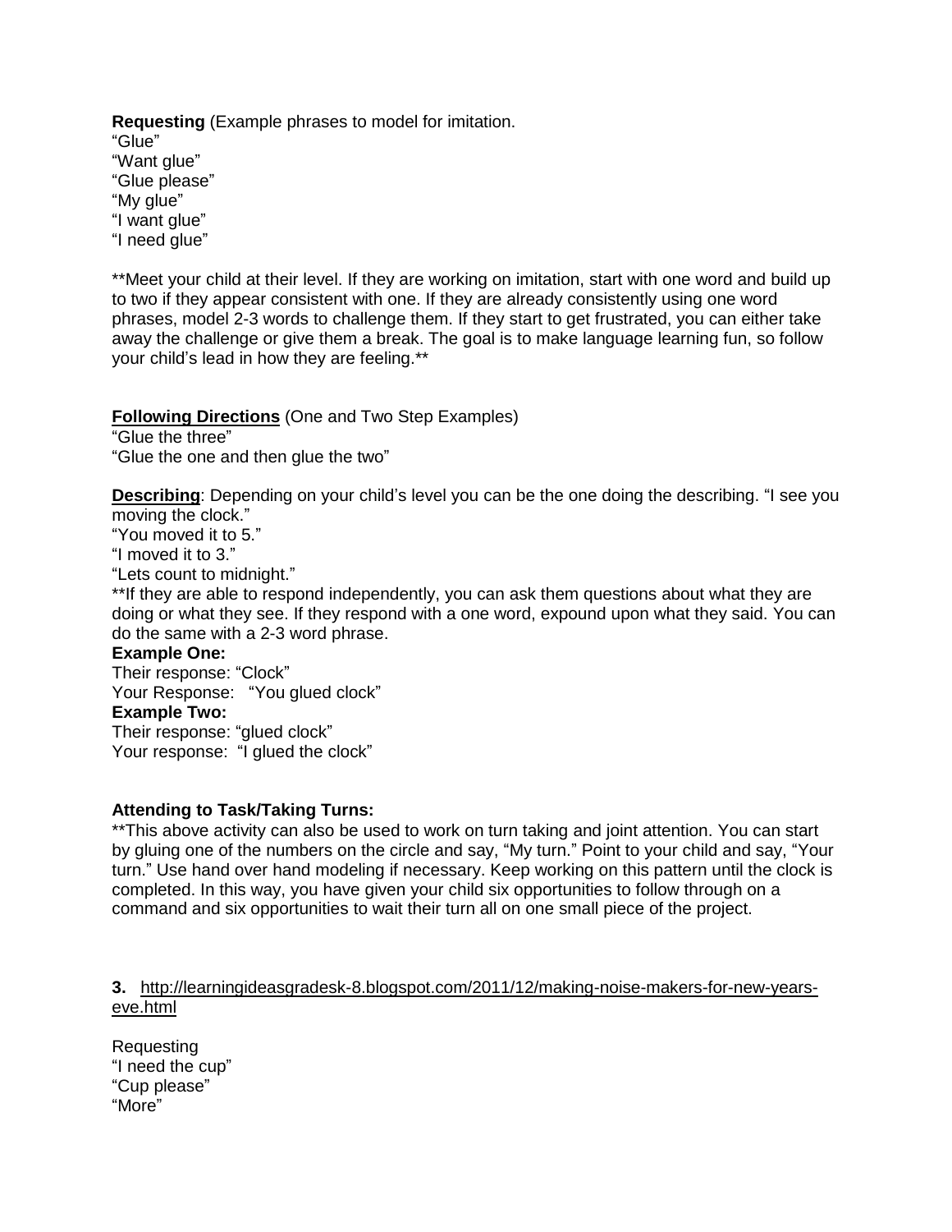**Requesting** (Example phrases to model for imitation.
"Glue"
"Want glue"
"Glue please"
"My glue"
"I want glue"
"I need glue"

**Meet your child at their level. If they are working on imitation, start with one word and build up to two if they appear consistent with one. If they are already consistently using one word phrases, model 2-3 words to challenge them. If they start to get frustrated, you can either take away the challenge or give them a break. The goal is to make language learning fun, so follow your child's lead in how they are feeling.**

**<u>Following Directions</u>** (One and Two Step Examples)
"Glue the three"
"Glue the one and then glue the two"

**<u>Describing</u>**: Depending on your child's level you can be the one doing the describing. "I see you moving the clock."
"You moved it to 5."
"I moved it to 3."
"Lets count to midnight."
**If they are able to respond independently, you can ask them questions about what they are doing or what they see. If they respond with a one word, expound upon what they said. You can do the same with a 2-3 word phrase.

**Example One:**
Their response: "Clock"
Your Response: "You glued clock"

**Example Two:**
Their response: "glued clock"
Your response: "I glued the clock"

**Attending to Task/Taking Turns:**
**This above activity can also be used to work on turn taking and joint attention. You can start by gluing one of the numbers on the circle and say, "My turn." Point to your child and say, "Your turn." Use hand over hand modeling if necessary. Keep working on this pattern until the clock is completed. In this way, you have given your child six opportunities to follow through on a command and six opportunities to wait their turn all on one small piece of the project.

**3.** http://learningideasgradesk-8.blogspot.com/2011/12/making-noise-makers-for-new-years-eve.html

Requesting
"I need the cup"
"Cup please"
"More"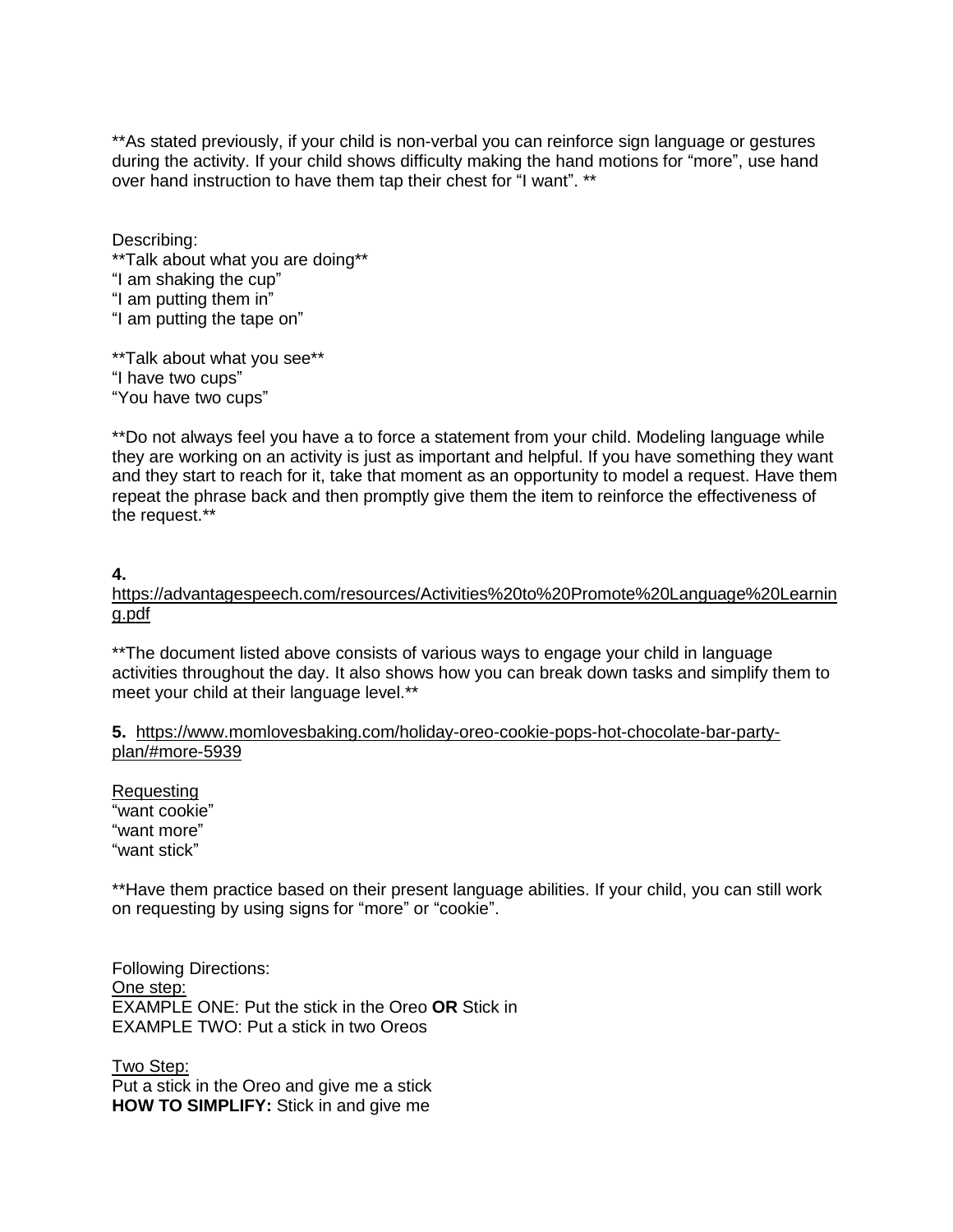**As stated previously, if your child is non-verbal you can reinforce sign language or gestures during the activity. If your child shows difficulty making the hand motions for "more", use hand over hand instruction to have them tap their chest for "I want". **

Describing:
**Talk about what you are doing**
"I am shaking the cup"
"I am putting them in"
"I am putting the tape on"

**Talk about what you see**
"I have two cups"
"You have two cups"

**Do not always feel you have a to force a statement from your child. Modeling language while they are working on an activity is just as important and helpful. If you have something they want and they start to reach for it, take that moment as an opportunity to model a request. Have them repeat the phrase back and then promptly give them the item to reinforce the effectiveness of the request.**

**4.**
[https://advantagespeech.com/resources/Activities%20to%20Promote%20Language%20Learning.pdf](https://advantagespeech.com/resources/Activities%20to%20Promote%20Language%20Learning.pdf)

**The document listed above consists of various ways to engage your child in language activities throughout the day. It also shows how you can break down tasks and simplify them to meet your child at their language level.**

**5.** [https://www.momlovesbaking.com/holiday-oreo-cookie-pops-hot-chocolate-bar-party-plan/#more-5939](https://www.momlovesbaking.com/holiday-oreo-cookie-pops-hot-chocolate-bar-party-plan/#more-5939)

<u>Requesting</u>
"want cookie"
"want more"
"want stick"

**Have them practice based on their present language abilities. If your child, you can still work on requesting by using signs for "more" or "cookie".

Following Directions:
<u>One step:</u>
EXAMPLE ONE: Put the stick in the Oreo **OR** Stick in
EXAMPLE TWO: Put a stick in two Oreos

<u>Two Step:</u>
Put a stick in the Oreo and give me a stick
**HOW TO SIMPLIFY:** Stick in and give me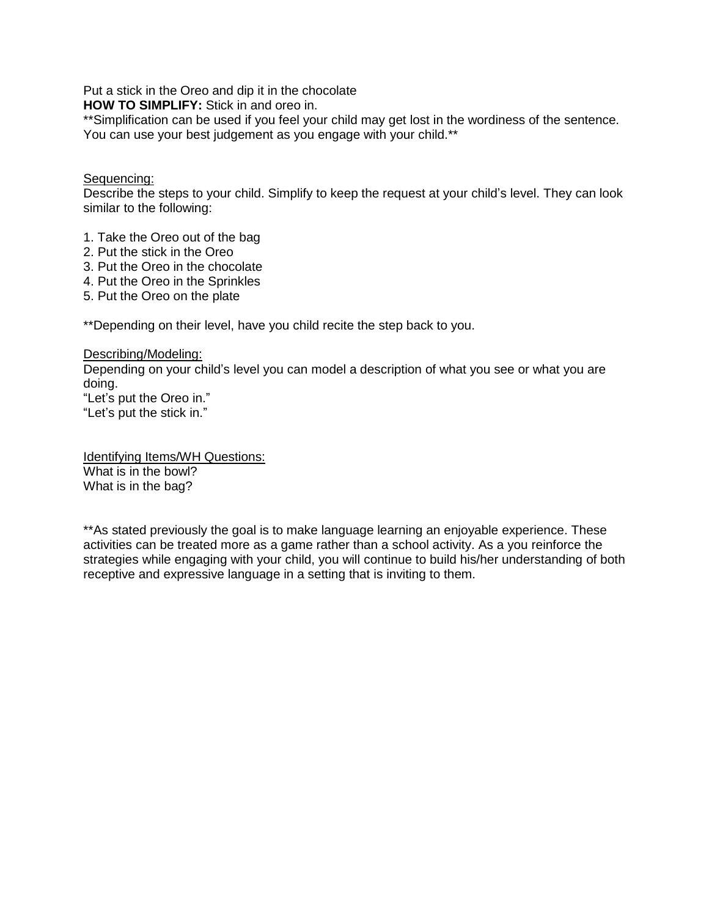Put a stick in the Oreo and dip it in the chocolate
**HOW TO SIMPLIFY:** Stick in and oreo in.
**Simplification can be used if you feel your child may get lost in the wordiness of the sentence. You can use your best judgement as you engage with your child.**

<u>Sequencing:</u>
Describe the steps to your child. Simplify to keep the request at your child's level. They can look similar to the following:

1. Take the Oreo out of the bag
2. Put the stick in the Oreo
3. Put the Oreo in the chocolate
4. Put the Oreo in the Sprinkles
5. Put the Oreo on the plate

**Depending on their level, have you child recite the step back to you.

<u>Describing/Modeling:</u>
Depending on your child's level you can model a description of what you see or what you are doing.
"Let's put the Oreo in."
"Let's put the stick in."

<u>Identifying Items/WH Questions:</u>
What is in the bowl?
What is in the bag?

**As stated previously the goal is to make language learning an enjoyable experience. These activities can be treated more as a game rather than a school activity. As a you reinforce the strategies while engaging with your child, you will continue to build his/her understanding of both receptive and expressive language in a setting that is inviting to them.